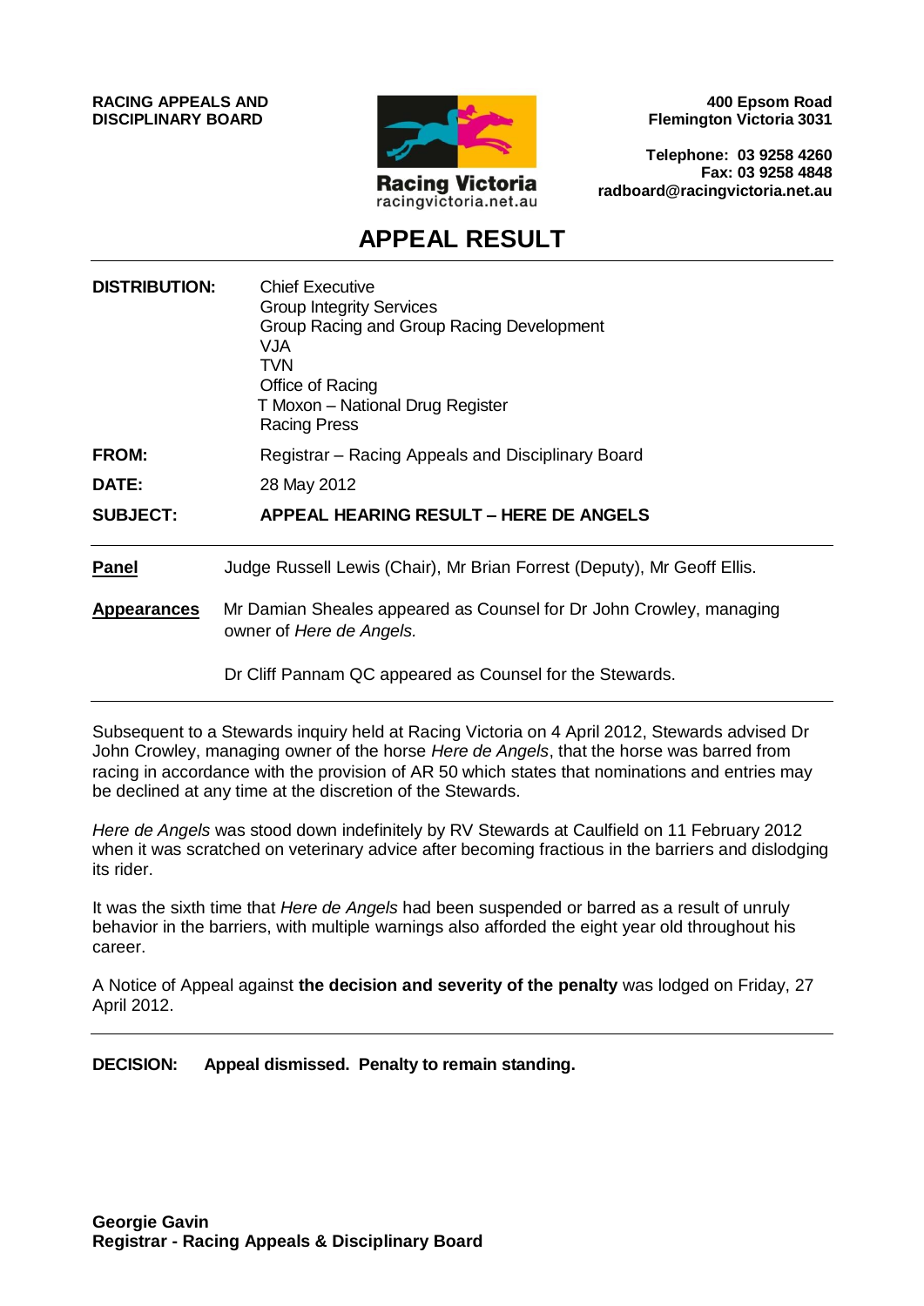**RACING APPEALS AND DISCIPLINARY BOARD**

Racing Victoria
racingvictoria.net.au

**400 Epsom Road**
**Flemington Victoria 3031**

**Telephone: 03 9258 4260**
**Fax: 03 9258 4848**
**radboard@racingvictoria.net.au**

# APPEAL RESULT

| | |
|---|---|
| **DISTRIBUTION:** | Chief Executive<br>Group Integrity Services<br>Group Racing and Group Racing Development<br>VJA<br>TVN<br>Office of Racing<br>T Moxon – National Drug Register<br>Racing Press |
| **FROM:** | Registrar – Racing Appeals and Disciplinary Board |
| **DATE:** | 28 May 2012 |
| **SUBJECT:** | **APPEAL HEARING RESULT – HERE DE ANGELS** |

**Panel** Judge Russell Lewis (Chair), Mr Brian Forrest (Deputy), Mr Geoff Ellis.

**Appearances** Mr Damian Sheales appeared as Counsel for Dr John Crowley, managing owner of *Here de Angels.*

Dr Cliff Pannam QC appeared as Counsel for the Stewards.

Subsequent to a Stewards inquiry held at Racing Victoria on 4 April 2012, Stewards advised Dr John Crowley, managing owner of the horse *Here de Angels*, that the horse was barred from racing in accordance with the provision of AR 50 which states that nominations and entries may be declined at any time at the discretion of the Stewards.

*Here de Angels* was stood down indefinitely by RV Stewards at Caulfield on 11 February 2012 when it was scratched on veterinary advice after becoming fractious in the barriers and dislodging its rider.

It was the sixth time that *Here de Angels* had been suspended or barred as a result of unruly behavior in the barriers, with multiple warnings also afforded the eight year old throughout his career.

A Notice of Appeal against **the decision and severity of the penalty** was lodged on Friday, 27 April 2012.

**DECISION: Appeal dismissed. Penalty to remain standing.**

**Georgie Gavin**
**Registrar - Racing Appeals & Disciplinary Board**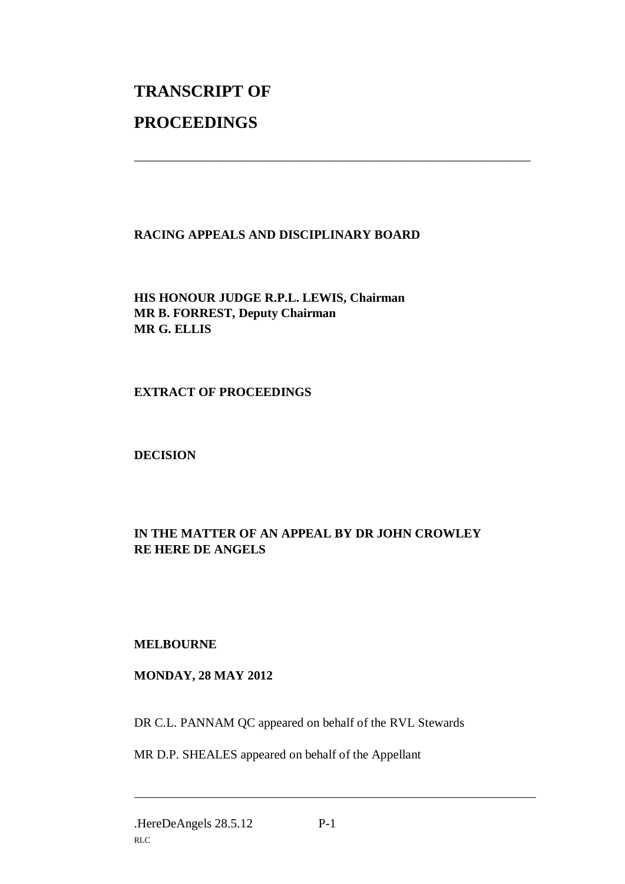# TRANSCRIPT OF

# PROCEEDINGS

---

**RACING APPEALS AND DISCIPLINARY BOARD**

**HIS HONOUR JUDGE R.P.L. LEWIS, Chairman**
**MR B. FORREST, Deputy Chairman**
**MR G. ELLIS**

**EXTRACT OF PROCEEDINGS**

**DECISION**

**IN THE MATTER OF AN APPEAL BY DR JOHN CROWLEY**
**RE HERE DE ANGELS**

**MELBOURNE**

**MONDAY, 28 MAY 2012**

DR C.L. PANNAM QC appeared on behalf of the RVL Stewards

MR D.P. SHEALES appeared on behalf of the Appellant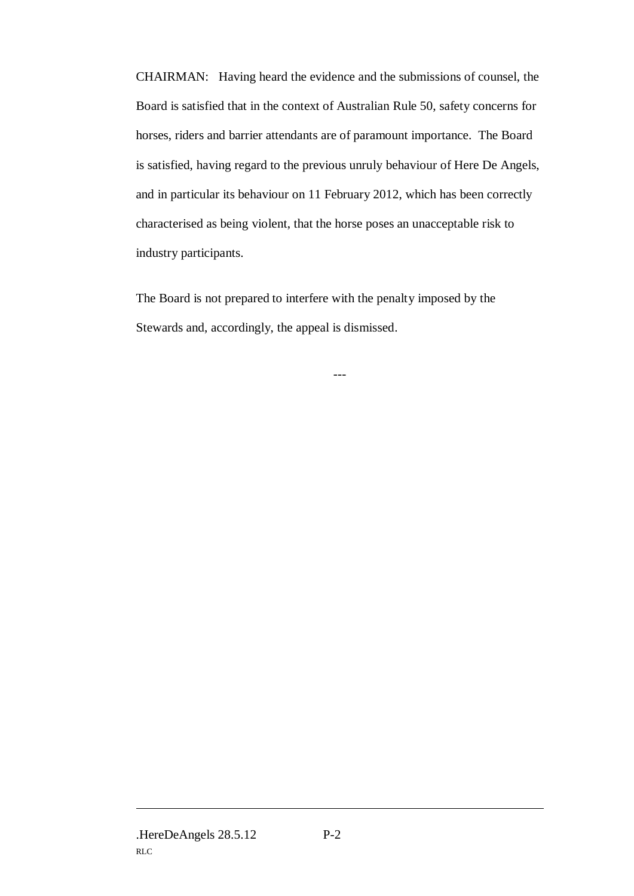CHAIRMAN: Having heard the evidence and the submissions of counsel, the Board is satisfied that in the context of Australian Rule 50, safety concerns for horses, riders and barrier attendants are of paramount importance. The Board is satisfied, having regard to the previous unruly behaviour of Here De Angels, and in particular its behaviour on 11 February 2012, which has been correctly characterised as being violent, that the horse poses an unacceptable risk to industry participants.

The Board is not prepared to interfere with the penalty imposed by the Stewards and, accordingly, the appeal is dismissed.

---